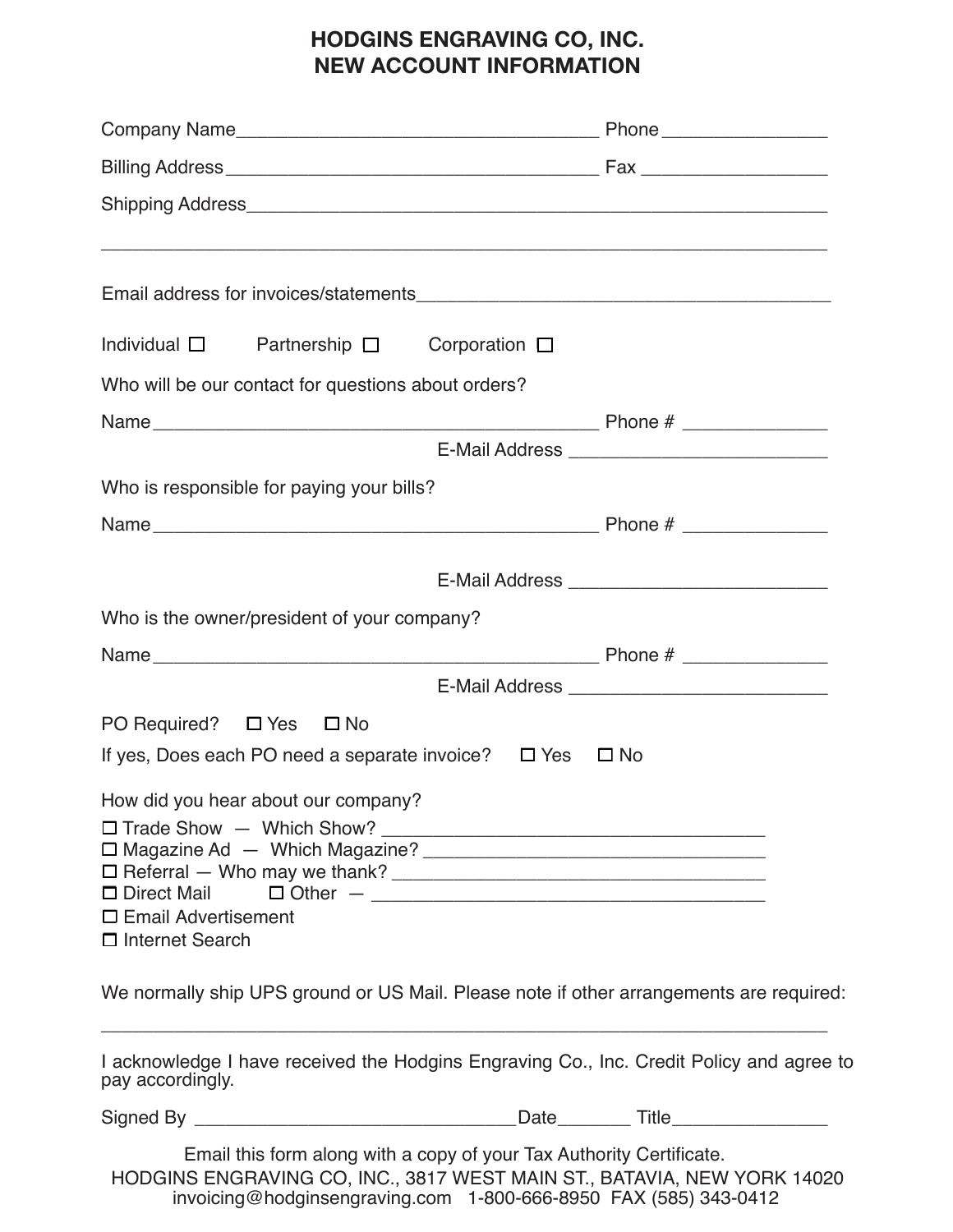# HODGINS ENGRAVING CO, INC.
# NEW ACCOUNT INFORMATION

Company Name___________________________________ Phone _______________

Billing Address ____________________________________ Fax _________________

Shipping Address_______________________________________________________

_____________________________________________________________________

Email address for invoices/statements_______________________________________

Individual ☐ Partnership ☐ Corporation ☐

Who will be our contact for questions about orders?

Name___________________________________________ Phone # _____________

E-Mail Address ________________________

Who is responsible for paying your bills?

Name___________________________________________ Phone # _____________

E-Mail Address ________________________

Who is the owner/president of your company?

Name___________________________________________ Phone # _____________

E-Mail Address ________________________

PO Required? ☐ Yes ☐ No

If yes, Does each PO need a separate invoice? ☐ Yes ☐ No

How did you hear about our company?

☐ Trade Show — Which Show? ___________________________________

☐ Magazine Ad — Which Magazine? _______________________________

☐ Referral — Who may we thank? ________________________________

☐ Direct Mail ☐ Other — ____________________________________

☐ Email Advertisement

☐ Internet Search

We normally ship UPS ground or US Mail. Please note if other arrangements are required:

_____________________________________________________________________

I acknowledge I have received the Hodgins Engraving Co., Inc. Credit Policy and agree to pay accordingly.

Signed By ______________________________Date_______ Title_______________

Email this form along with a copy of your Tax Authority Certificate.

HODGINS ENGRAVING CO, INC., 3817 WEST MAIN ST., BATAVIA, NEW YORK 14020

invoicing@hodginsengraving.com 1-800-666-8950 FAX (585) 343-0412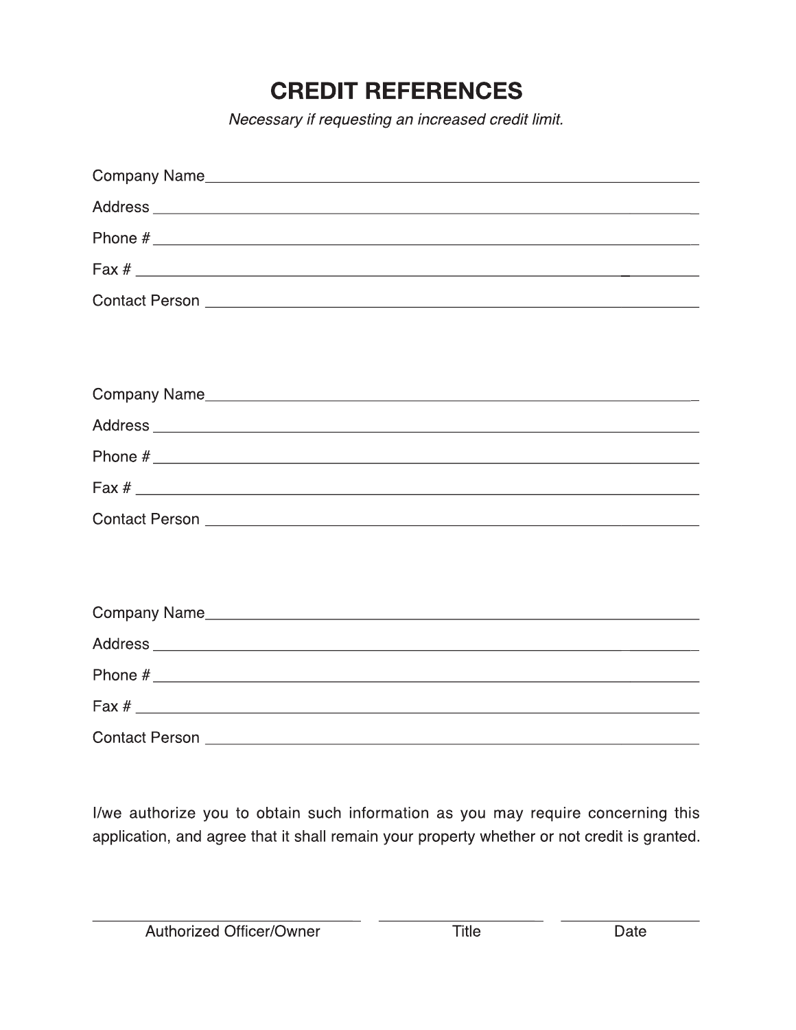# CREDIT REFERENCES

*Necessary if requesting an increased credit limit.*

Company Name_______________________________________________

Address ___________________________________________________

Phone # ___________________________________________________

Fax # _____________________________________________________

Contact Person _____________________________________________

Company Name_______________________________________________

Address ___________________________________________________

Phone # ___________________________________________________

Fax # _____________________________________________________

Contact Person _____________________________________________

Company Name_______________________________________________

Address ___________________________________________________

Phone # ___________________________________________________

Fax # _____________________________________________________

Contact Person _____________________________________________

I/we authorize you to obtain such information as you may require concerning this application, and agree that it shall remain your property whether or not credit is granted.

| ______________________ | ______________ | ____________ |
| --- | --- | --- |
| Authorized Officer/Owner | Title | Date |